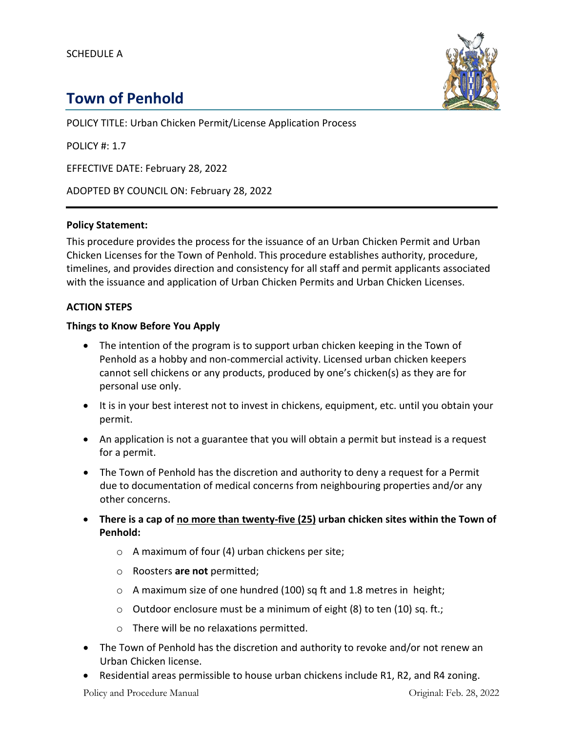SCHEDULE A

# Town of Penhold

POLICY TITLE: Urban Chicken Permit/License Application Process

POLICY #: 1.7

EFFECTIVE DATE: February 28, 2022

ADOPTED BY COUNCIL ON: February 28, 2022

---

**Policy Statement:**

This procedure provides the process for the issuance of an Urban Chicken Permit and Urban Chicken Licenses for the Town of Penhold. This procedure establishes authority, procedure, timelines, and provides direction and consistency for all staff and permit applicants associated with the issuance and application of Urban Chicken Permits and Urban Chicken Licenses.

**ACTION STEPS**

**Things to Know Before You Apply**

- The intention of the program is to support urban chicken keeping in the Town of Penhold as a hobby and non-commercial activity. Licensed urban chicken keepers cannot sell chickens or any products, produced by one's chicken(s) as they are for personal use only.
- It is in your best interest not to invest in chickens, equipment, etc. until you obtain your permit.
- An application is not a guarantee that you will obtain a permit but instead is a request for a permit.
- The Town of Penhold has the discretion and authority to deny a request for a Permit due to documentation of medical concerns from neighbouring properties and/or any other concerns.
- **There is a cap of <u>no more than twenty-five (25)</u> urban chicken sites within the Town of Penhold:**
  - A maximum of four (4) urban chickens per site;
  - Roosters **are not** permitted;
  - A maximum size of one hundred (100) sq ft and 1.8 metres in height;
  - Outdoor enclosure must be a minimum of eight (8) to ten (10) sq. ft.;
  - There will be no relaxations permitted.
- The Town of Penhold has the discretion and authority to revoke and/or not renew an Urban Chicken license.
- Residential areas permissible to house urban chickens include R1, R2, and R4 zoning.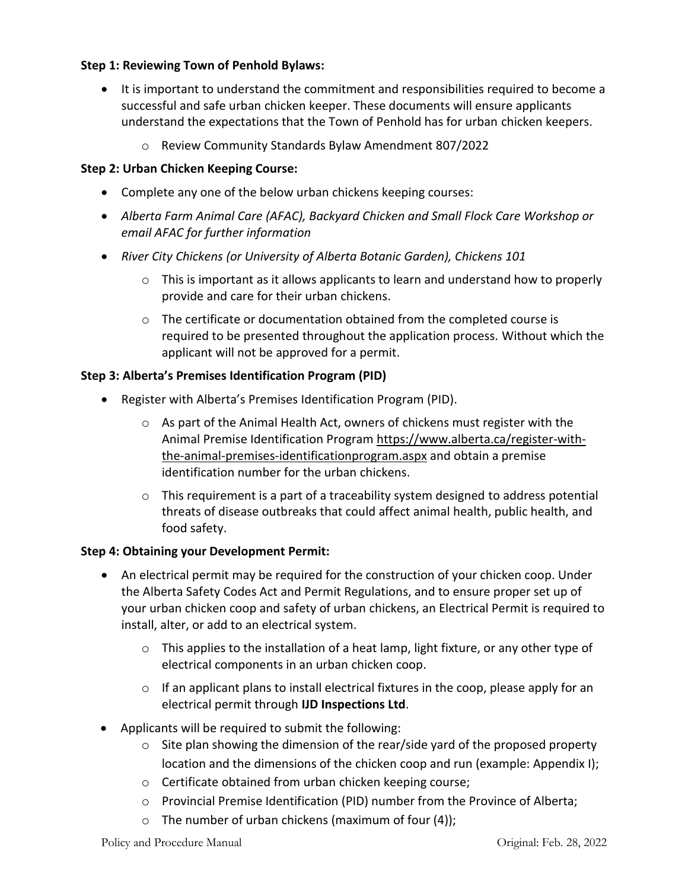**Step 1: Reviewing Town of Penhold Bylaws:**

- It is important to understand the commitment and responsibilities required to become a successful and safe urban chicken keeper. These documents will ensure applicants understand the expectations that the Town of Penhold has for urban chicken keepers.
    - Review Community Standards Bylaw Amendment 807/2022

**Step 2: Urban Chicken Keeping Course:**

- Complete any one of the below urban chickens keeping courses:
- *Alberta Farm Animal Care (AFAC), Backyard Chicken and Small Flock Care Workshop or email AFAC for further information*
- *River City Chickens (or University of Alberta Botanic Garden), Chickens 101*
    - This is important as it allows applicants to learn and understand how to properly provide and care for their urban chickens.
    - The certificate or documentation obtained from the completed course is required to be presented throughout the application process. Without which the applicant will not be approved for a permit.

**Step 3: Alberta's Premises Identification Program (PID)**

- Register with Alberta's Premises Identification Program (PID).
    - As part of the Animal Health Act, owners of chickens must register with the Animal Premise Identification Program https://www.alberta.ca/register-with-the-animal-premises-identificationprogram.aspx and obtain a premise identification number for the urban chickens.
    - This requirement is a part of a traceability system designed to address potential threats of disease outbreaks that could affect animal health, public health, and food safety.

**Step 4: Obtaining your Development Permit:**

- An electrical permit may be required for the construction of your chicken coop. Under the Alberta Safety Codes Act and Permit Regulations, and to ensure proper set up of your urban chicken coop and safety of urban chickens, an Electrical Permit is required to install, alter, or add to an electrical system.
    - This applies to the installation of a heat lamp, light fixture, or any other type of electrical components in an urban chicken coop.
    - If an applicant plans to install electrical fixtures in the coop, please apply for an electrical permit through **IJD Inspections Ltd**.
- Applicants will be required to submit the following:
    - Site plan showing the dimension of the rear/side yard of the proposed property location and the dimensions of the chicken coop and run (example: Appendix I);
    - Certificate obtained from urban chicken keeping course;
    - Provincial Premise Identification (PID) number from the Province of Alberta;
    - The number of urban chickens (maximum of four (4));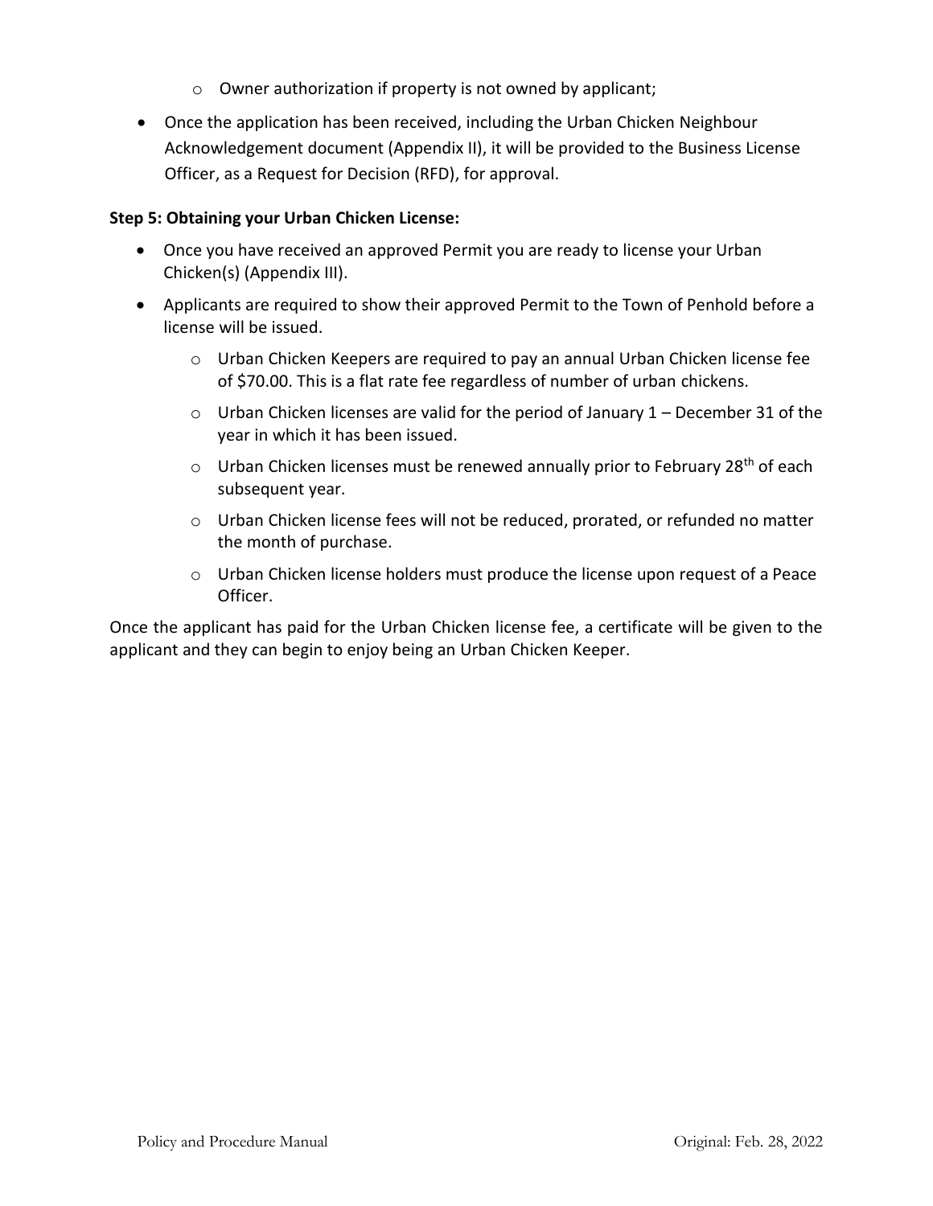- Owner authorization if property is not owned by applicant;

- Once the application has been received, including the Urban Chicken Neighbour Acknowledgement document (Appendix II), it will be provided to the Business License Officer, as a Request for Decision (RFD), for approval.

**Step 5: Obtaining your Urban Chicken License:**

- Once you have received an approved Permit you are ready to license your Urban Chicken(s) (Appendix III).
- Applicants are required to show their approved Permit to the Town of Penhold before a license will be issued.
  - Urban Chicken Keepers are required to pay an annual Urban Chicken license fee of $70.00. This is a flat rate fee regardless of number of urban chickens.
  - Urban Chicken licenses are valid for the period of January 1 – December 31 of the year in which it has been issued.
  - Urban Chicken licenses must be renewed annually prior to February 28th of each subsequent year.
  - Urban Chicken license fees will not be reduced, prorated, or refunded no matter the month of purchase.
  - Urban Chicken license holders must produce the license upon request of a Peace Officer.

Once the applicant has paid for the Urban Chicken license fee, a certificate will be given to the applicant and they can begin to enjoy being an Urban Chicken Keeper.